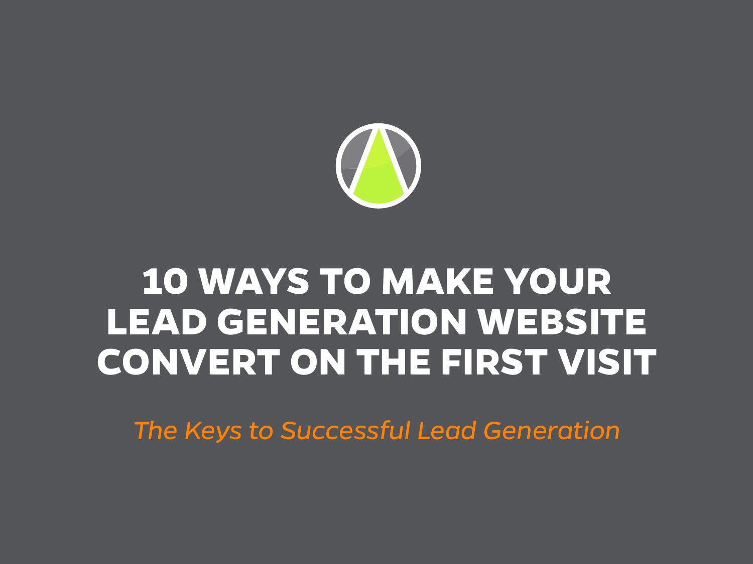# 10 WAYS TO MAKE YOUR LEAD GENERATION WEBSITE CONVERT ON THE FIRST VISIT

*The Keys to Successful Lead Generation*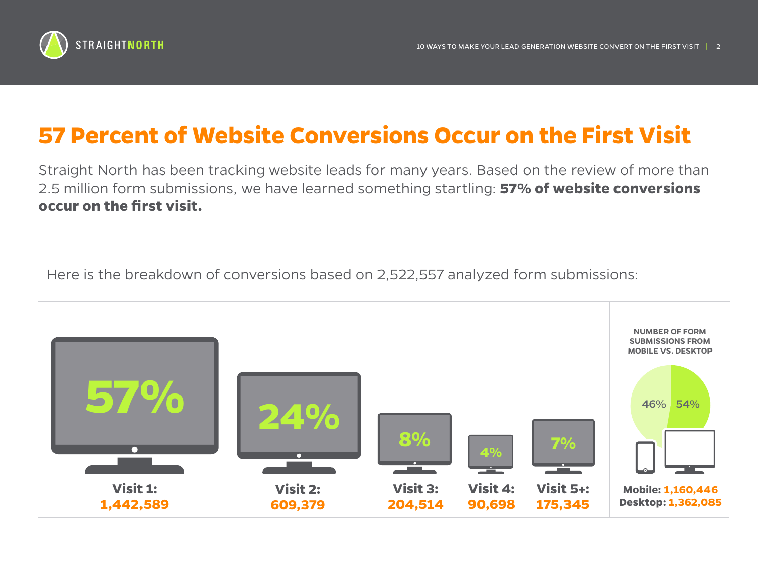# 57 Percent of Website Conversions Occur on the First Visit

Straight North has been tracking website leads for many years. Based on the review of more than 2.5 million form submissions, we have learned something startling: **57% of website conversions occur on the first visit.**

Here is the breakdown of conversions based on 2,522,557 analyzed form submissions:

| Visit 1: | Visit 2: | Visit 3: | Visit 4: | Visit 5+: |
|---|---|---|---|---|
| 57% | 24% | 8% | 4% | 7% |
| 1,442,589 | 609,379 | 204,514 | 90,698 | 175,345 |

**NUMBER OF FORM SUBMISSIONS FROM MOBILE VS. DESKTOP**

46% | 54%

**Mobile:** 1,160,446
**Desktop:** 1,362,085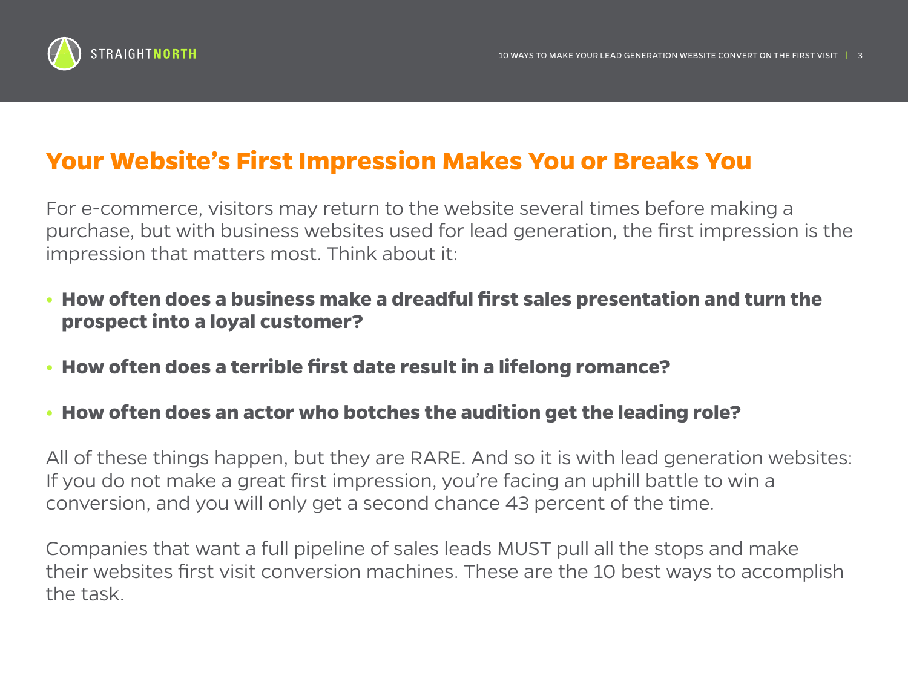## Your Website's First Impression Makes You or Breaks You

For e-commerce, visitors may return to the website several times before making a purchase, but with business websites used for lead generation, the first impression is the impression that matters most. Think about it:

- **How often does a business make a dreadful first sales presentation and turn the prospect into a loyal customer?**
- **How often does a terrible first date result in a lifelong romance?**
- **How often does an actor who botches the audition get the leading role?**

All of these things happen, but they are RARE. And so it is with lead generation websites: If you do not make a great first impression, you're facing an uphill battle to win a conversion, and you will only get a second chance 43 percent of the time.

Companies that want a full pipeline of sales leads MUST pull all the stops and make their websites first visit conversion machines. These are the 10 best ways to accomplish the task.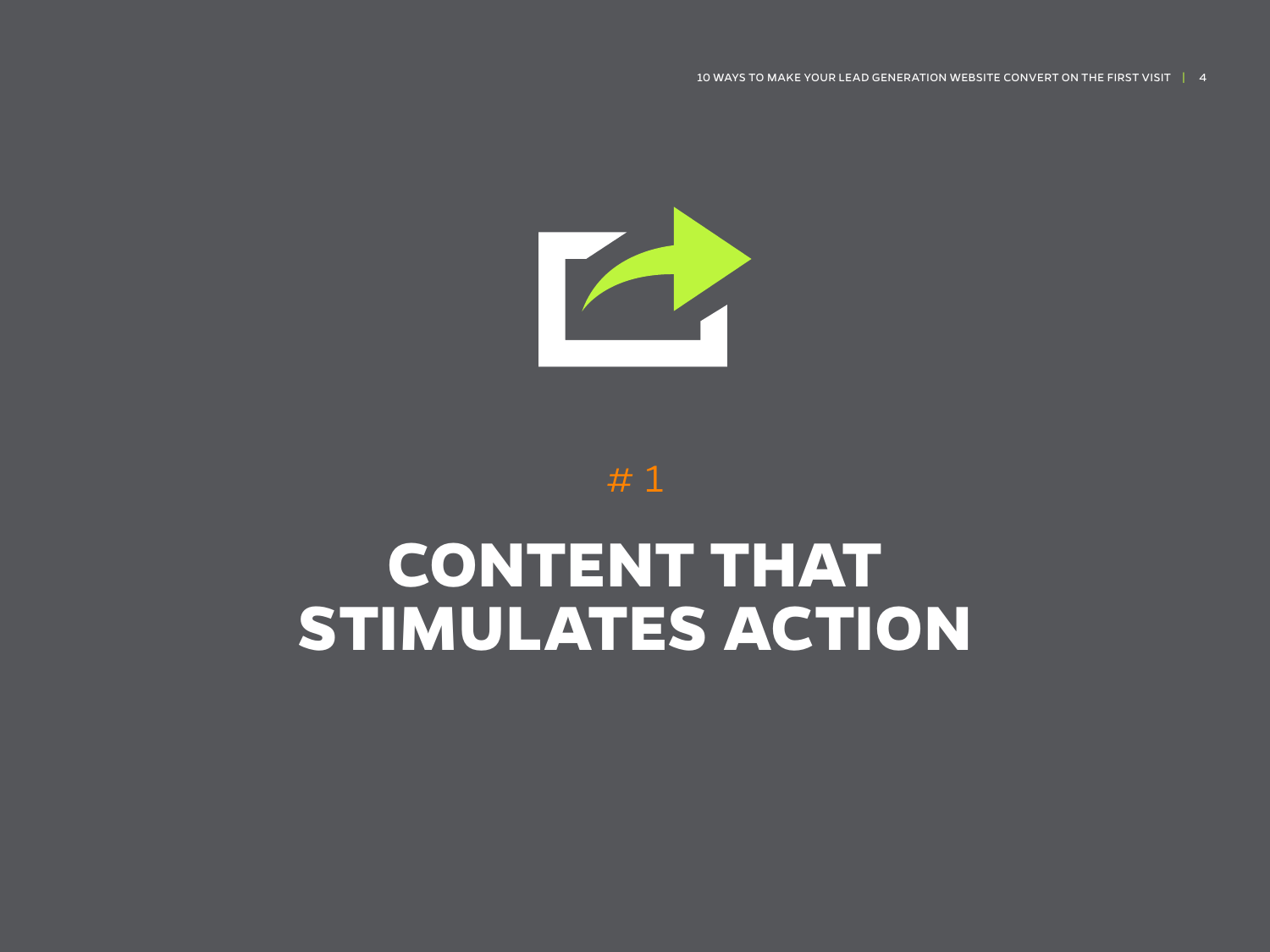# 1

# CONTENT THAT STIMULATES ACTION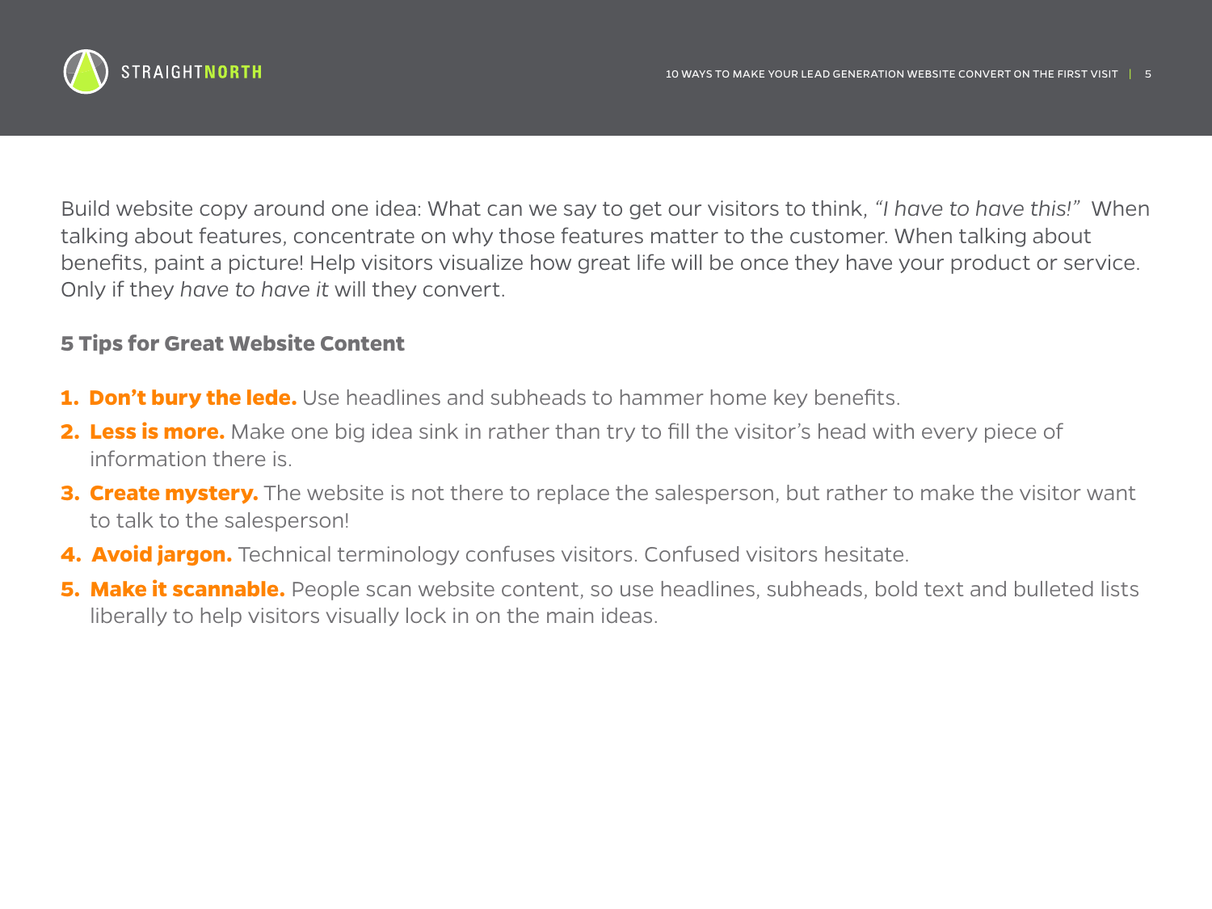Build website copy around one idea: What can we say to get our visitors to think, *"I have to have this!"* When talking about features, concentrate on why those features matter to the customer. When talking about benefits, paint a picture! Help visitors visualize how great life will be once they have your product or service. Only if they *have to have it* will they convert.

### 5 Tips for Great Website Content

1. **Don't bury the lede.** Use headlines and subheads to hammer home key benefits.
2. **Less is more.** Make one big idea sink in rather than try to fill the visitor's head with every piece of information there is.
3. **Create mystery.** The website is not there to replace the salesperson, but rather to make the visitor want to talk to the salesperson!
4. **Avoid jargon.** Technical terminology confuses visitors. Confused visitors hesitate.
5. **Make it scannable.** People scan website content, so use headlines, subheads, bold text and bulleted lists liberally to help visitors visually lock in on the main ideas.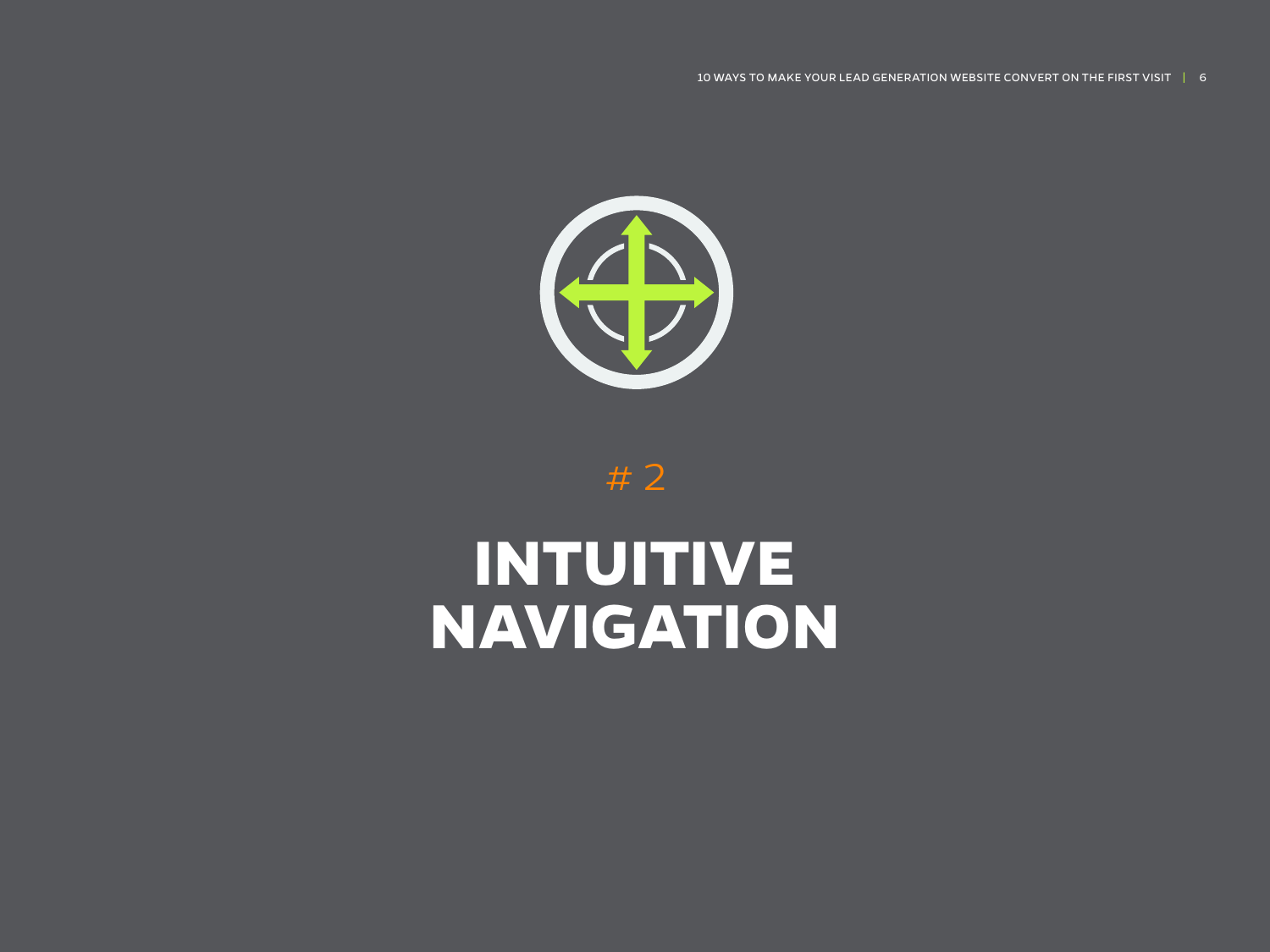# 2

# INTUITIVE NAVIGATION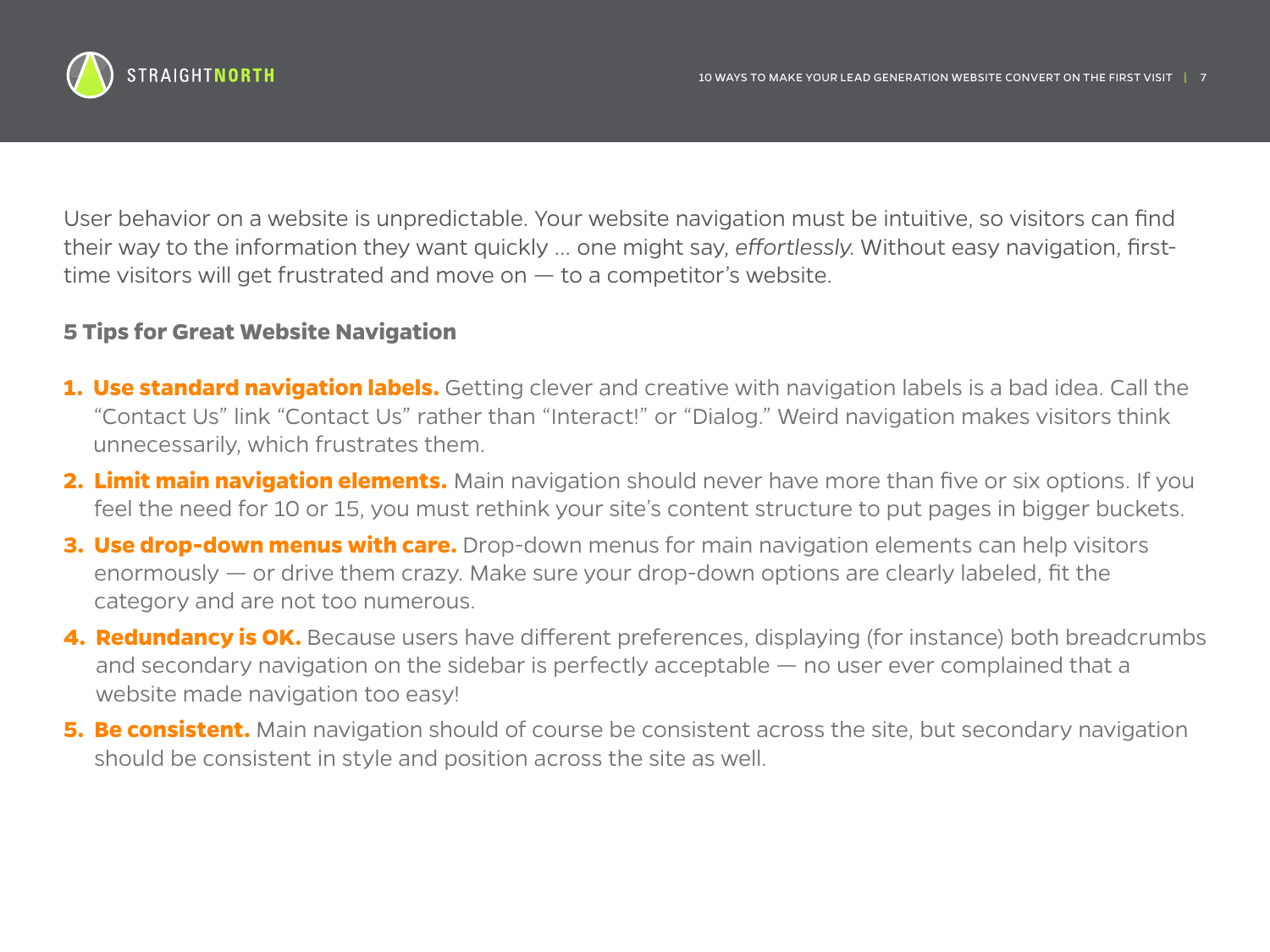User behavior on a website is unpredictable. Your website navigation must be intuitive, so visitors can find their way to the information they want quickly ... one might say, *effortlessly*. Without easy navigation, first-time visitors will get frustrated and move on — to a competitor's website.

### 5 Tips for Great Website Navigation

1. **Use standard navigation labels.** Getting clever and creative with navigation labels is a bad idea. Call the "Contact Us" link "Contact Us" rather than "Interact!" or "Dialog." Weird navigation makes visitors think unnecessarily, which frustrates them.
2. **Limit main navigation elements.** Main navigation should never have more than five or six options. If you feel the need for 10 or 15, you must rethink your site's content structure to put pages in bigger buckets.
3. **Use drop-down menus with care.** Drop-down menus for main navigation elements can help visitors enormously — or drive them crazy. Make sure your drop-down options are clearly labeled, fit the category and are not too numerous.
4. **Redundancy is OK.** Because users have different preferences, displaying (for instance) both breadcrumbs and secondary navigation on the sidebar is perfectly acceptable — no user ever complained that a website made navigation too easy!
5. **Be consistent.** Main navigation should of course be consistent across the site, but secondary navigation should be consistent in style and position across the site as well.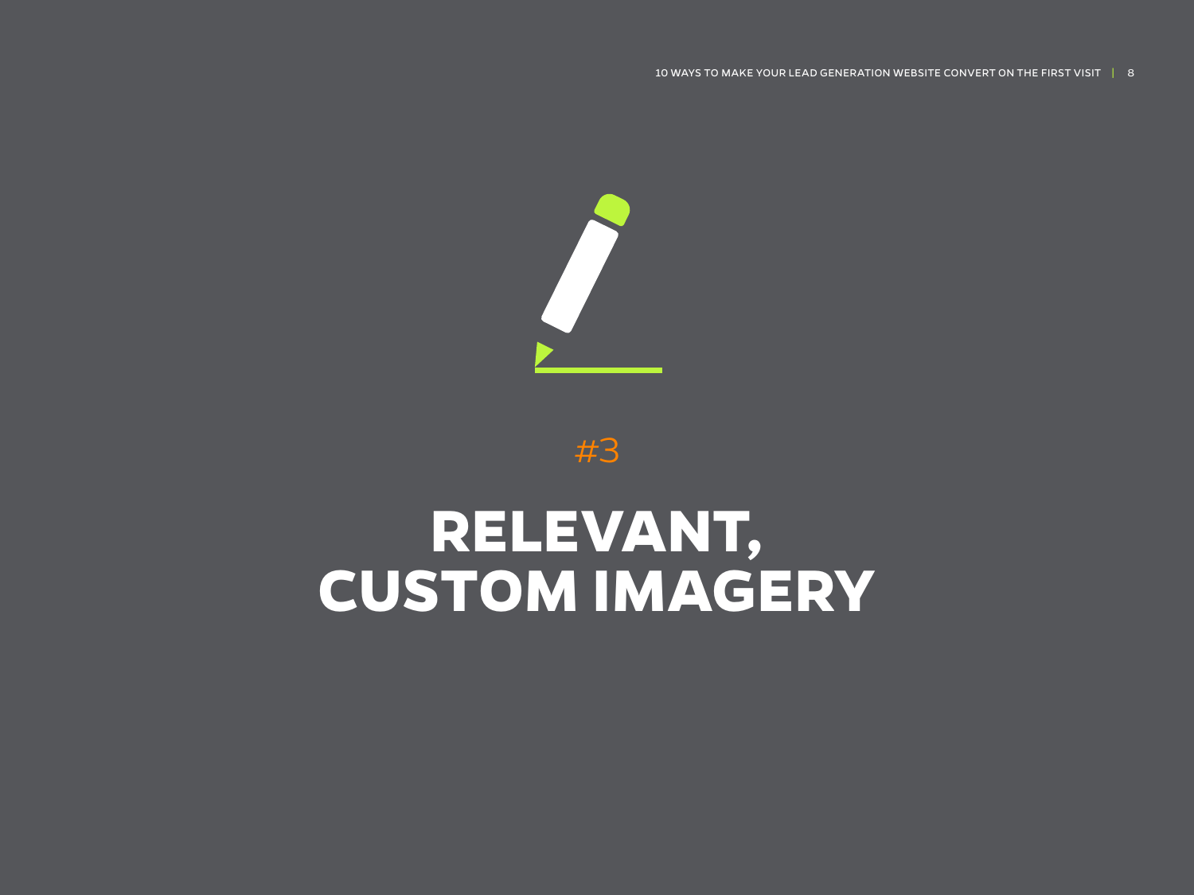#3

# RELEVANT, CUSTOM IMAGERY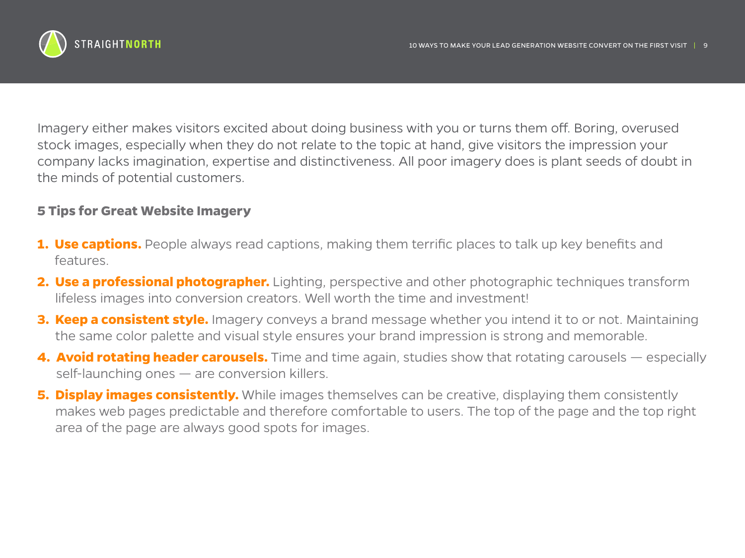Imagery either makes visitors excited about doing business with you or turns them off. Boring, overused stock images, especially when they do not relate to the topic at hand, give visitors the impression your company lacks imagination, expertise and distinctiveness. All poor imagery does is plant seeds of doubt in the minds of potential customers.

### 5 Tips for Great Website Imagery

1. **Use captions.** People always read captions, making them terrific places to talk up key benefits and features.
2. **Use a professional photographer.** Lighting, perspective and other photographic techniques transform lifeless images into conversion creators. Well worth the time and investment!
3. **Keep a consistent style.** Imagery conveys a brand message whether you intend it to or not. Maintaining the same color palette and visual style ensures your brand impression is strong and memorable.
4. **Avoid rotating header carousels.** Time and time again, studies show that rotating carousels — especially self-launching ones — are conversion killers.
5. **Display images consistently.** While images themselves can be creative, displaying them consistently makes web pages predictable and therefore comfortable to users. The top of the page and the top right area of the page are always good spots for images.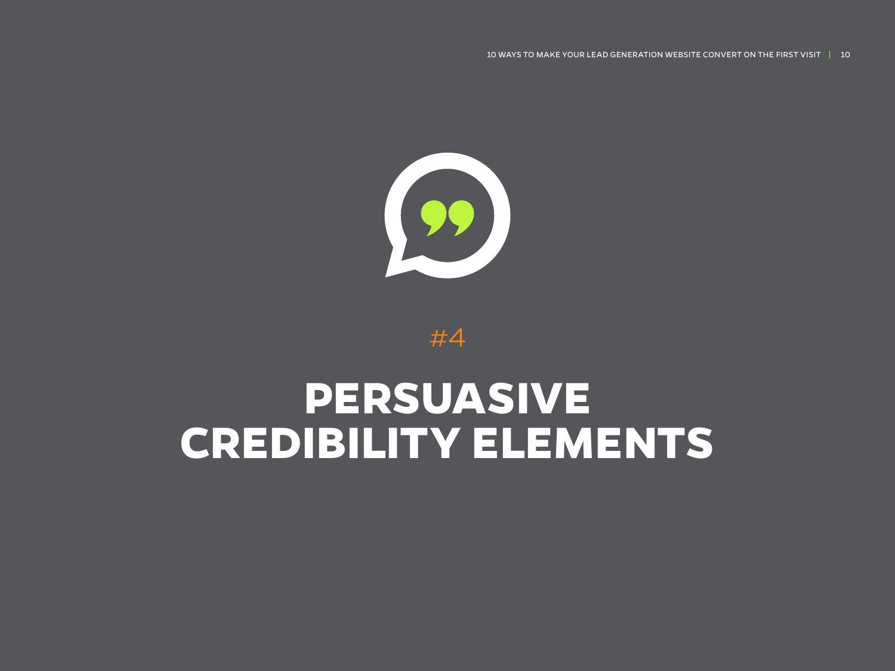#4

# PERSUASIVE CREDIBILITY ELEMENTS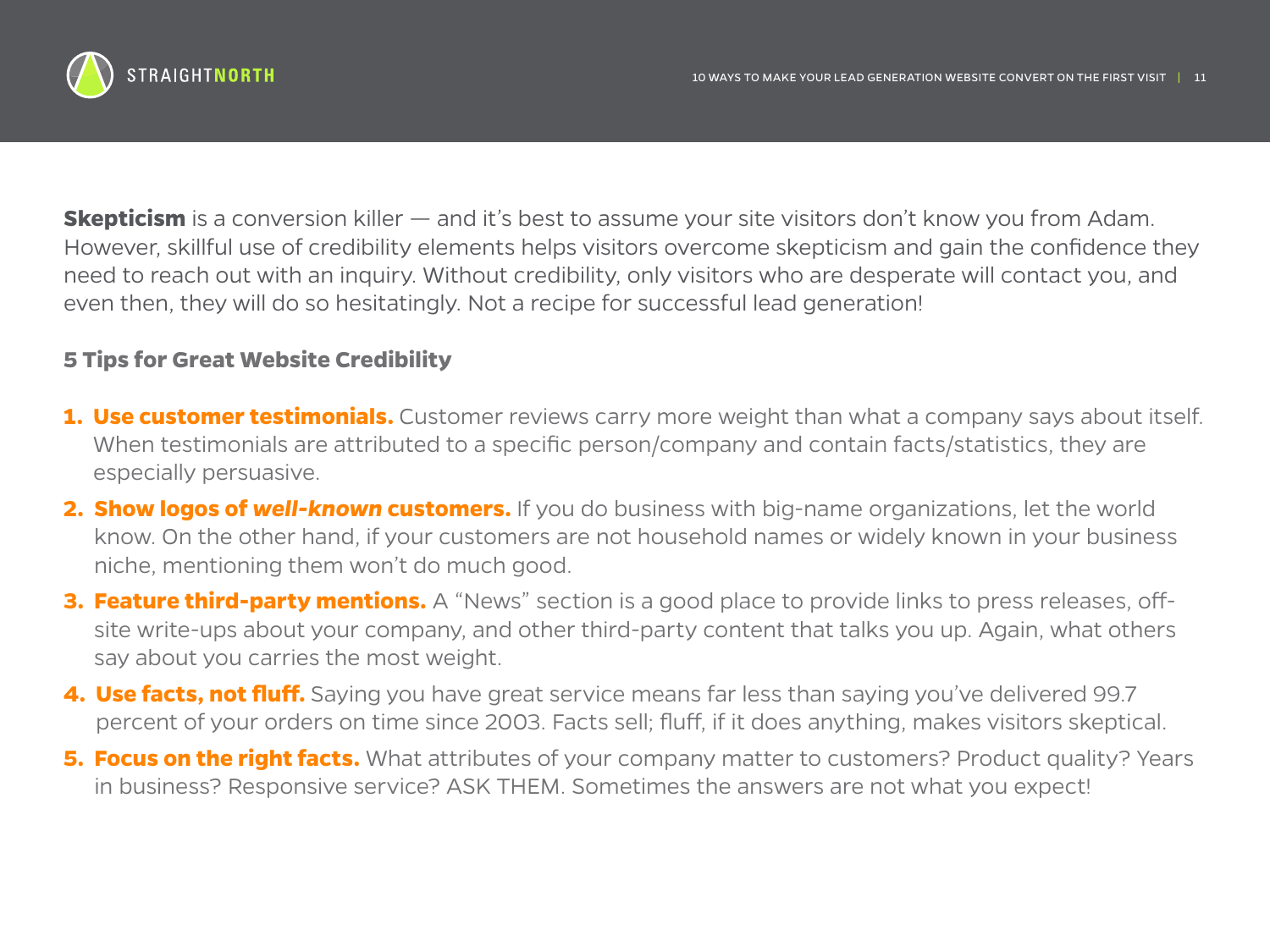**Skepticism** is a conversion killer — and it's best to assume your site visitors don't know you from Adam. However, skillful use of credibility elements helps visitors overcome skepticism and gain the confidence they need to reach out with an inquiry. Without credibility, only visitors who are desperate will contact you, and even then, they will do so hesitatingly. Not a recipe for successful lead generation!

### 5 Tips for Great Website Credibility

1. **Use customer testimonials.** Customer reviews carry more weight than what a company says about itself. When testimonials are attributed to a specific person/company and contain facts/statistics, they are especially persuasive.
2. **Show logos of *well-known* customers.** If you do business with big-name organizations, let the world know. On the other hand, if your customers are not household names or widely known in your business niche, mentioning them won't do much good.
3. **Feature third-party mentions.** A "News" section is a good place to provide links to press releases, off-site write-ups about your company, and other third-party content that talks you up. Again, what others say about you carries the most weight.
4. **Use facts, not fluff.** Saying you have great service means far less than saying you've delivered 99.7 percent of your orders on time since 2003. Facts sell; fluff, if it does anything, makes visitors skeptical.
5. **Focus on the right facts.** What attributes of your company matter to customers? Product quality? Years in business? Responsive service? ASK THEM. Sometimes the answers are not what you expect!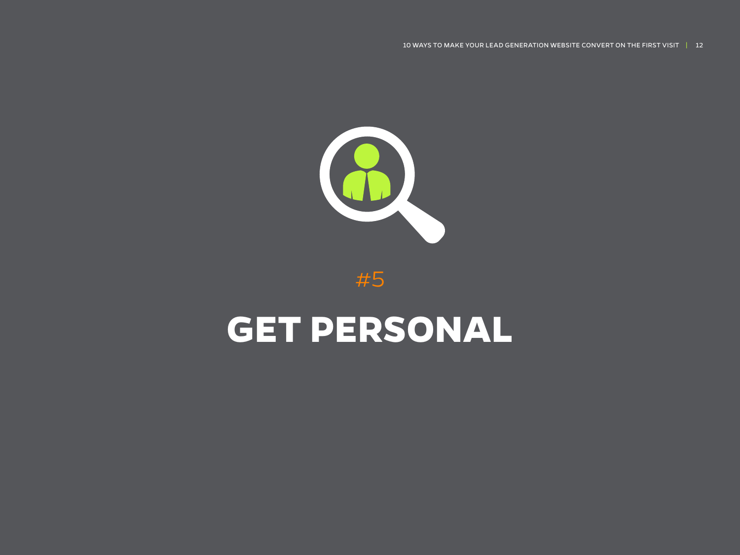#5

# GET PERSONAL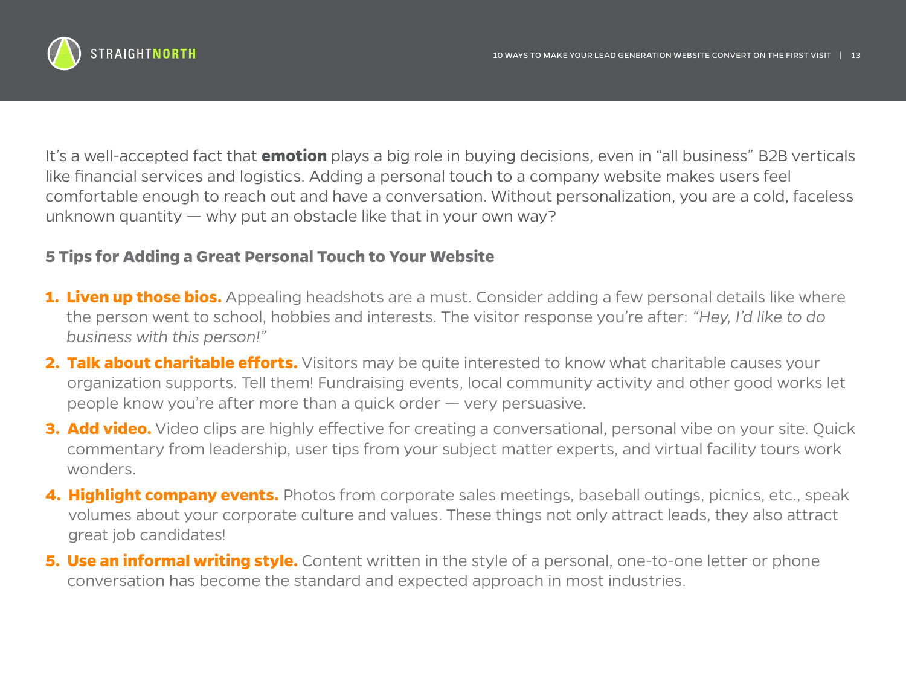It's a well-accepted fact that **emotion** plays a big role in buying decisions, even in "all business" B2B verticals like financial services and logistics. Adding a personal touch to a company website makes users feel comfortable enough to reach out and have a conversation. Without personalization, you are a cold, faceless unknown quantity — why put an obstacle like that in your own way?

### 5 Tips for Adding a Great Personal Touch to Your Website

1. **Liven up those bios.** Appealing headshots are a must. Consider adding a few personal details like where the person went to school, hobbies and interests. The visitor response you're after: *"Hey, I'd like to do business with this person!"*
2. **Talk about charitable efforts.** Visitors may be quite interested to know what charitable causes your organization supports. Tell them! Fundraising events, local community activity and other good works let people know you're after more than a quick order — very persuasive.
3. **Add video.** Video clips are highly effective for creating a conversational, personal vibe on your site. Quick commentary from leadership, user tips from your subject matter experts, and virtual facility tours work wonders.
4. **Highlight company events.** Photos from corporate sales meetings, baseball outings, picnics, etc., speak volumes about your corporate culture and values. These things not only attract leads, they also attract great job candidates!
5. **Use an informal writing style.** Content written in the style of a personal, one-to-one letter or phone conversation has become the standard and expected approach in most industries.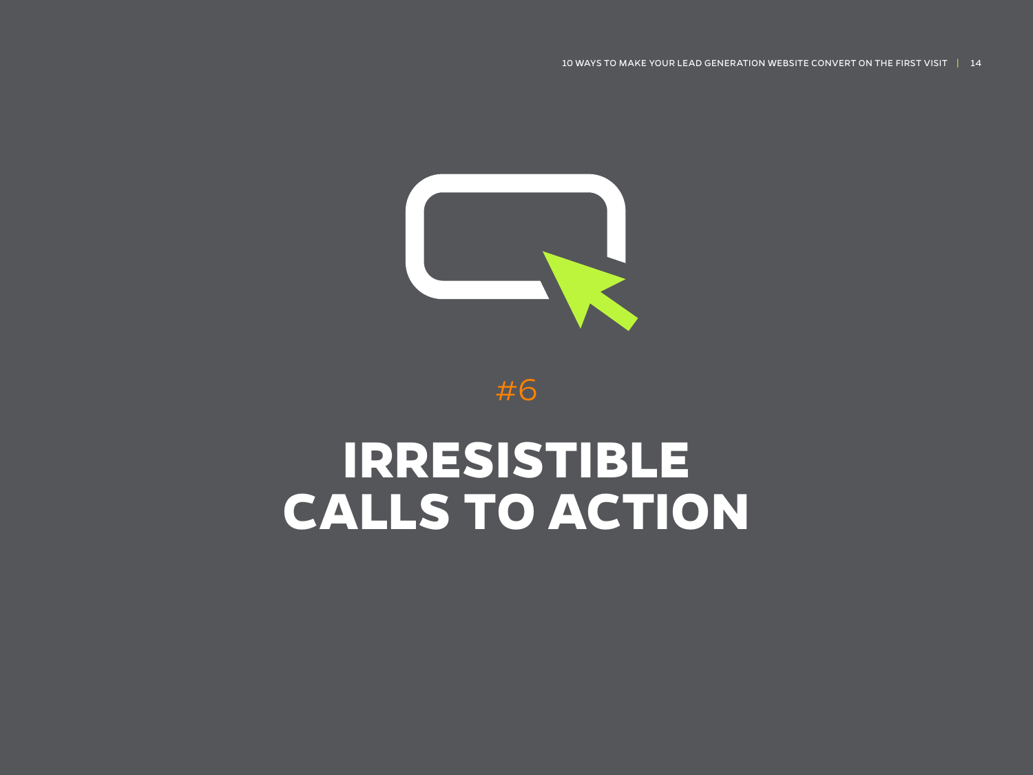#6

# IRRESISTIBLE CALLS TO ACTION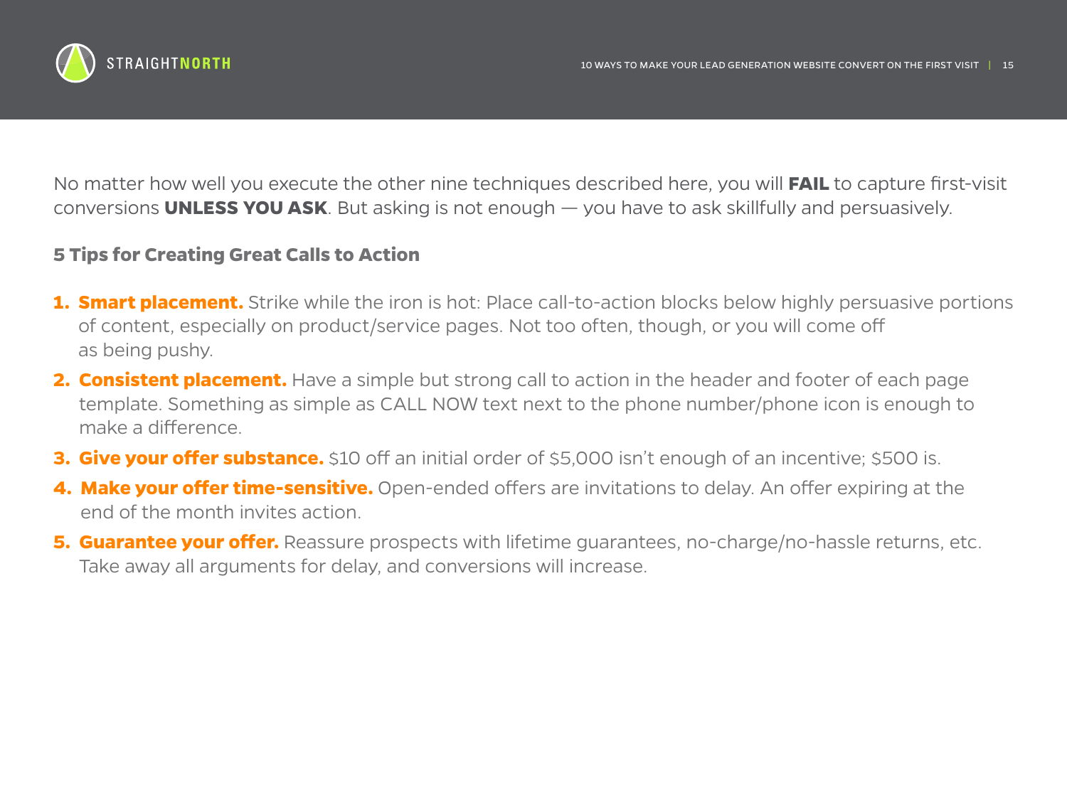No matter how well you execute the other nine techniques described here, you will **FAIL** to capture first-visit conversions **UNLESS YOU ASK**. But asking is not enough — you have to ask skillfully and persuasively.

### 5 Tips for Creating Great Calls to Action

1. **Smart placement.** Strike while the iron is hot: Place call-to-action blocks below highly persuasive portions of content, especially on product/service pages. Not too often, though, or you will come off as being pushy.
2. **Consistent placement.** Have a simple but strong call to action in the header and footer of each page template. Something as simple as CALL NOW text next to the phone number/phone icon is enough to make a difference.
3. **Give your offer substance.** $10 off an initial order of $5,000 isn't enough of an incentive; $500 is.
4. **Make your offer time-sensitive.** Open-ended offers are invitations to delay. An offer expiring at the end of the month invites action.
5. **Guarantee your offer.** Reassure prospects with lifetime guarantees, no-charge/no-hassle returns, etc. Take away all arguments for delay, and conversions will increase.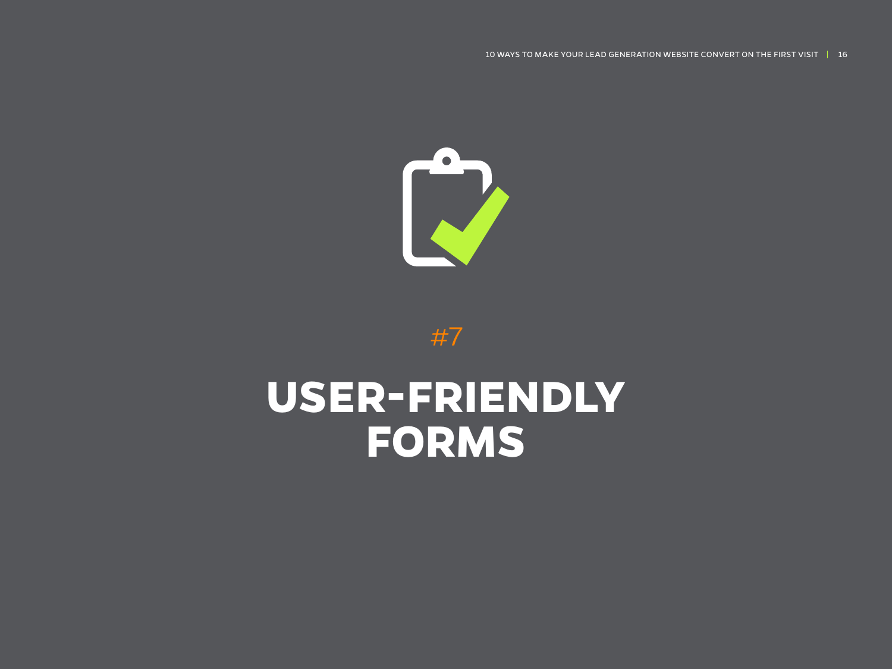#7

# USER-FRIENDLY FORMS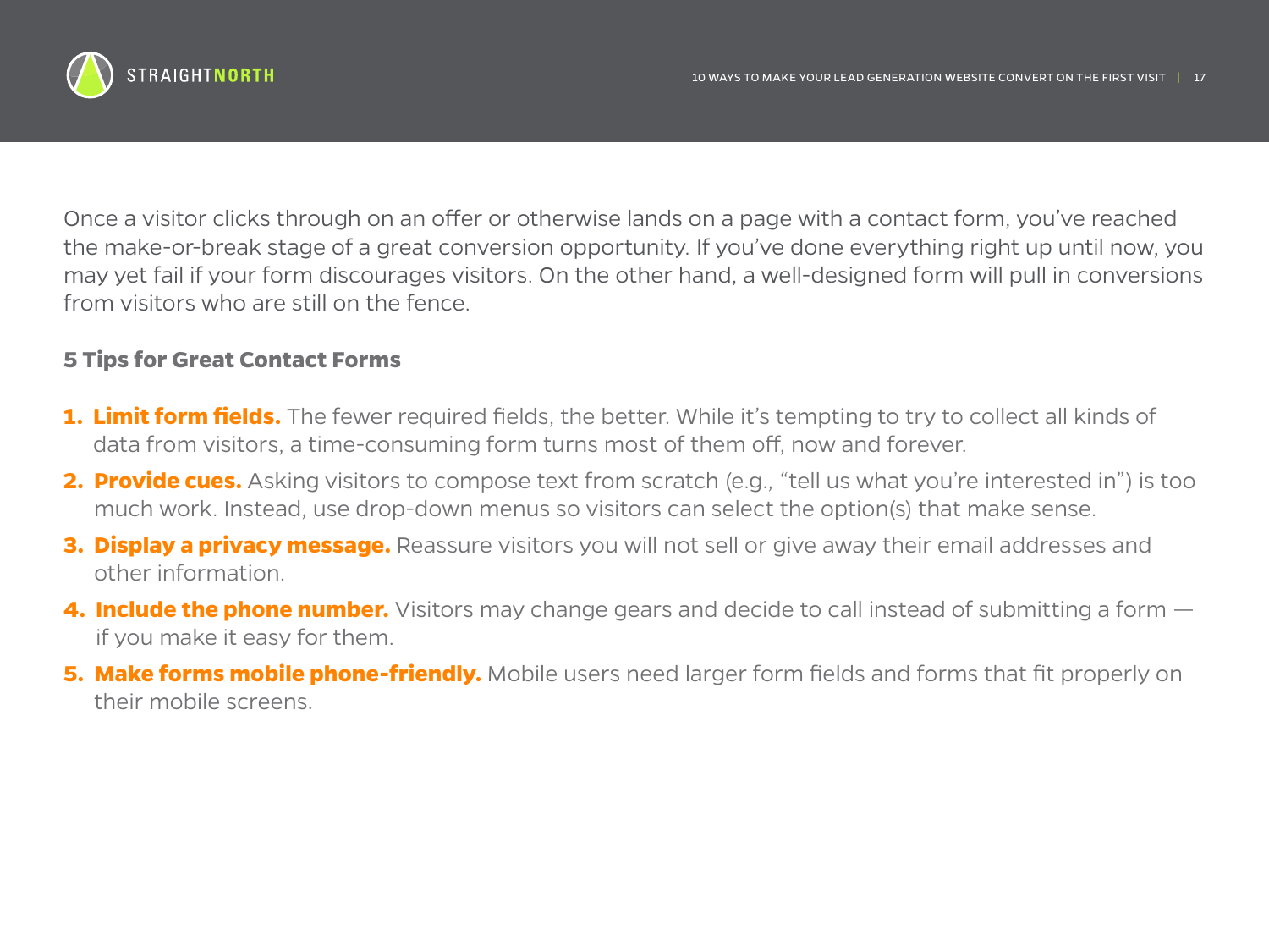Once a visitor clicks through on an offer or otherwise lands on a page with a contact form, you've reached the make-or-break stage of a great conversion opportunity. If you've done everything right up until now, you may yet fail if your form discourages visitors. On the other hand, a well-designed form will pull in conversions from visitors who are still on the fence.

### 5 Tips for Great Contact Forms

1. **Limit form fields.** The fewer required fields, the better. While it's tempting to try to collect all kinds of data from visitors, a time-consuming form turns most of them off, now and forever.
2. **Provide cues.** Asking visitors to compose text from scratch (e.g., "tell us what you're interested in") is too much work. Instead, use drop-down menus so visitors can select the option(s) that make sense.
3. **Display a privacy message.** Reassure visitors you will not sell or give away their email addresses and other information.
4. **Include the phone number.** Visitors may change gears and decide to call instead of submitting a form — if you make it easy for them.
5. **Make forms mobile phone-friendly.** Mobile users need larger form fields and forms that fit properly on their mobile screens.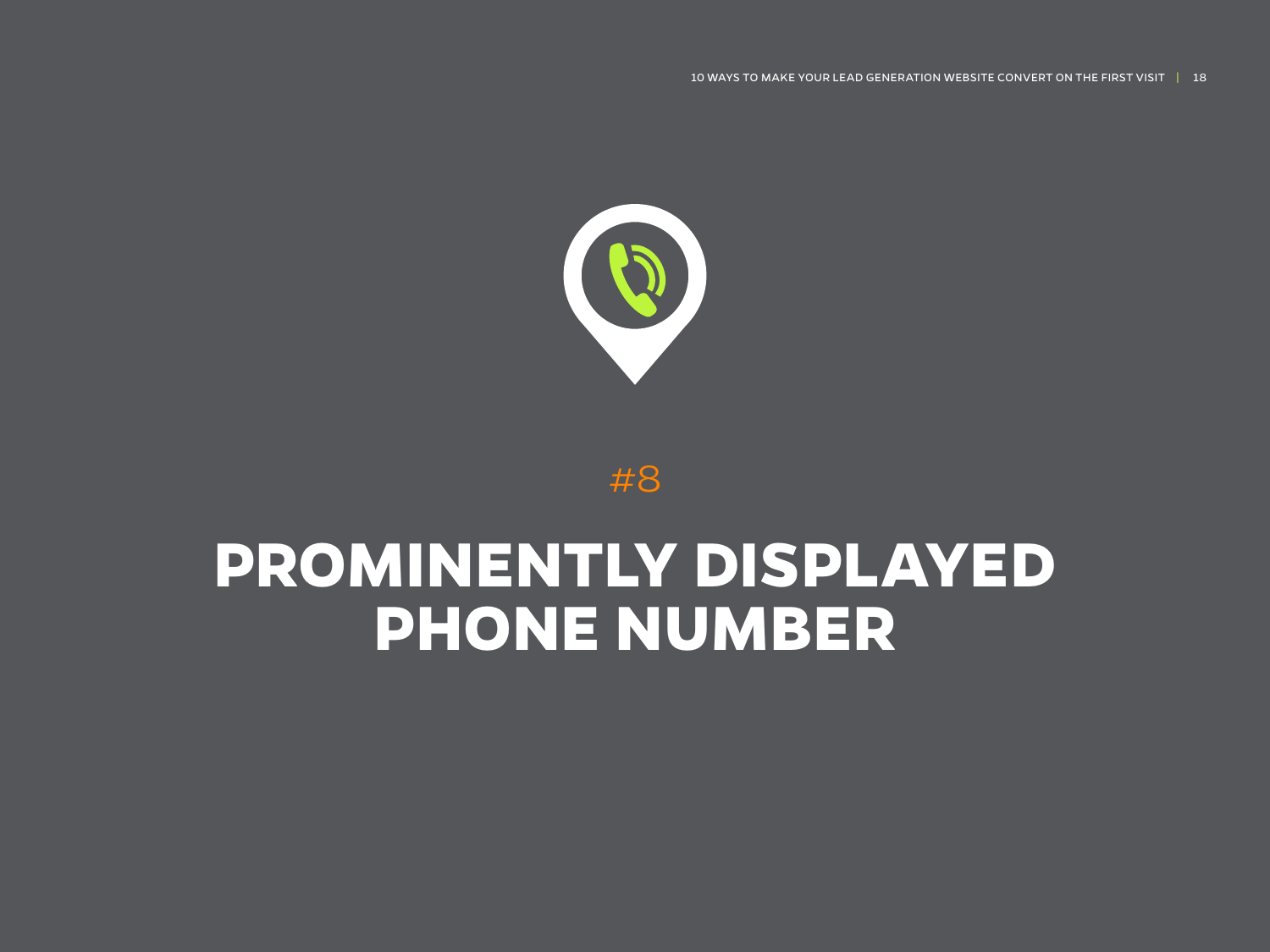#8

# PROMINENTLY DISPLAYED PHONE NUMBER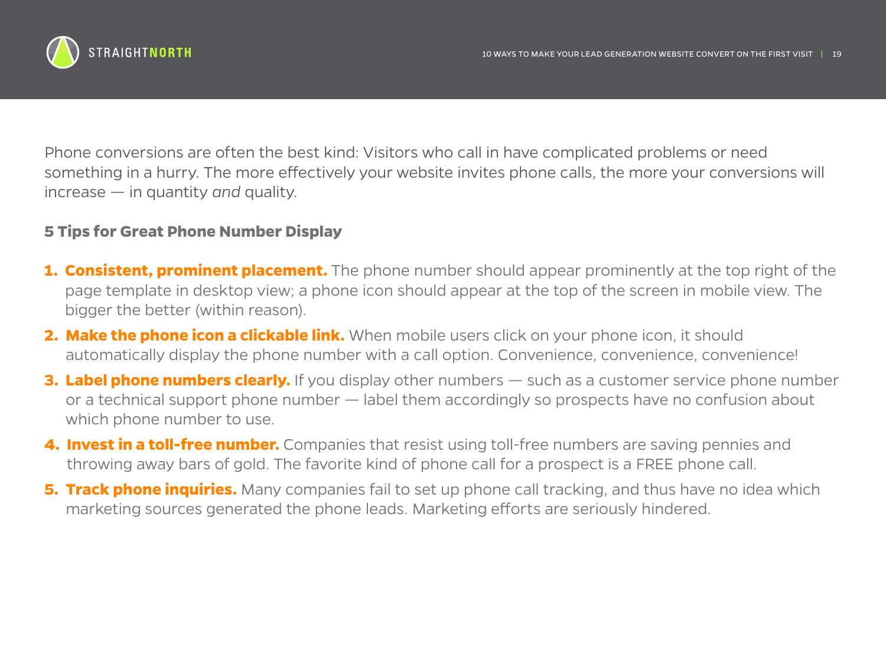Phone conversions are often the best kind: Visitors who call in have complicated problems or need something in a hurry. The more effectively your website invites phone calls, the more your conversions will increase — in quantity *and* quality.

### 5 Tips for Great Phone Number Display

1. **Consistent, prominent placement.** The phone number should appear prominently at the top right of the page template in desktop view; a phone icon should appear at the top of the screen in mobile view. The bigger the better (within reason).
2. **Make the phone icon a clickable link.** When mobile users click on your phone icon, it should automatically display the phone number with a call option. Convenience, convenience, convenience!
3. **Label phone numbers clearly.** If you display other numbers — such as a customer service phone number or a technical support phone number — label them accordingly so prospects have no confusion about which phone number to use.
4. **Invest in a toll-free number.** Companies that resist using toll-free numbers are saving pennies and throwing away bars of gold. The favorite kind of phone call for a prospect is a FREE phone call.
5. **Track phone inquiries.** Many companies fail to set up phone call tracking, and thus have no idea which marketing sources generated the phone leads. Marketing efforts are seriously hindered.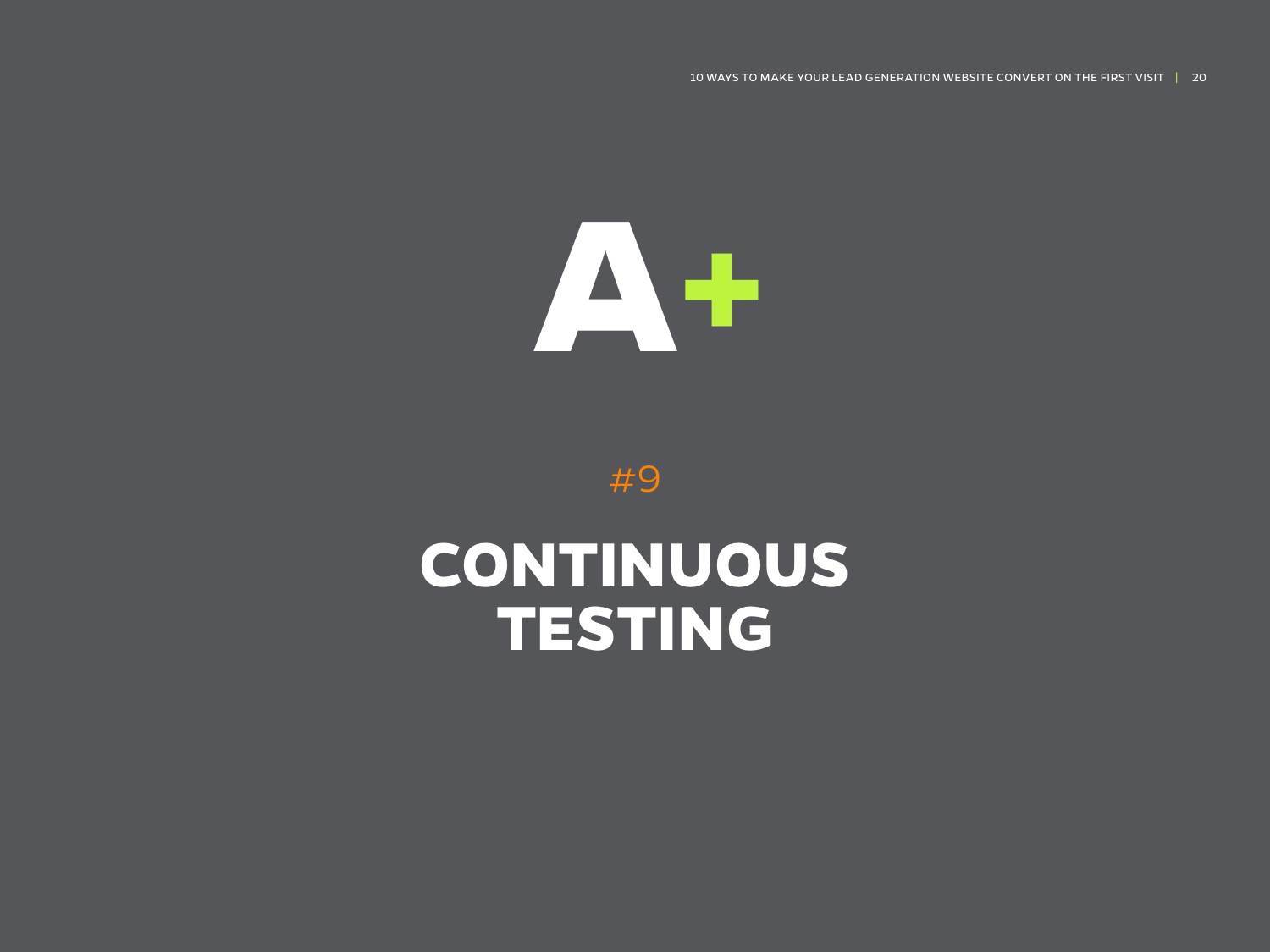A+

#9

# CONTINUOUS TESTING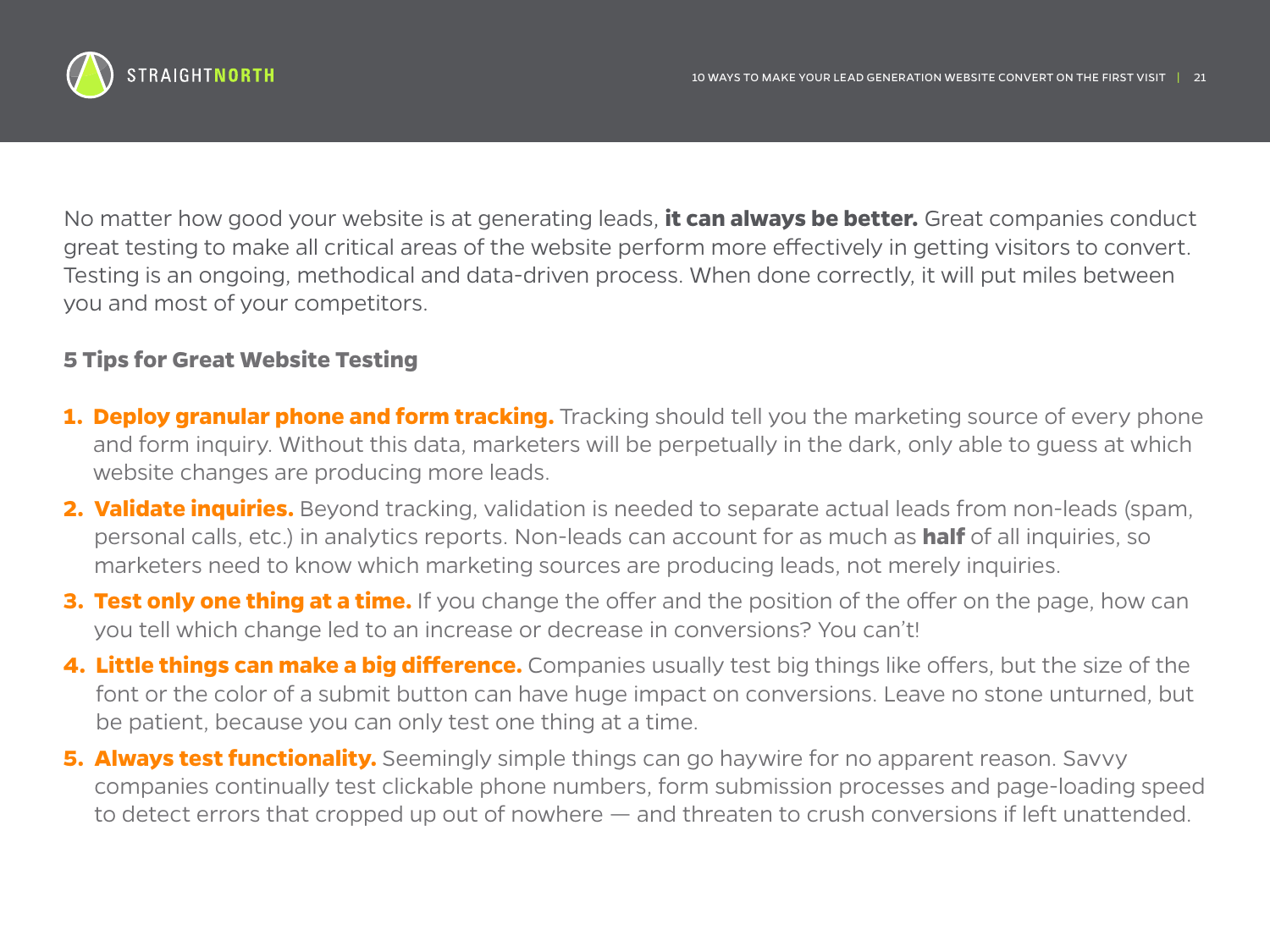No matter how good your website is at generating leads, **it can always be better.** Great companies conduct great testing to make all critical areas of the website perform more effectively in getting visitors to convert. Testing is an ongoing, methodical and data-driven process. When done correctly, it will put miles between you and most of your competitors.

### 5 Tips for Great Website Testing

1. **Deploy granular phone and form tracking.** Tracking should tell you the marketing source of every phone and form inquiry. Without this data, marketers will be perpetually in the dark, only able to guess at which website changes are producing more leads.
2. **Validate inquiries.** Beyond tracking, validation is needed to separate actual leads from non-leads (spam, personal calls, etc.) in analytics reports. Non-leads can account for as much as **half** of all inquiries, so marketers need to know which marketing sources are producing leads, not merely inquiries.
3. **Test only one thing at a time.** If you change the offer and the position of the offer on the page, how can you tell which change led to an increase or decrease in conversions? You can't!
4. **Little things can make a big difference.** Companies usually test big things like offers, but the size of the font or the color of a submit button can have huge impact on conversions. Leave no stone unturned, but be patient, because you can only test one thing at a time.
5. **Always test functionality.** Seemingly simple things can go haywire for no apparent reason. Savvy companies continually test clickable phone numbers, form submission processes and page-loading speed to detect errors that cropped up out of nowhere — and threaten to crush conversions if left unattended.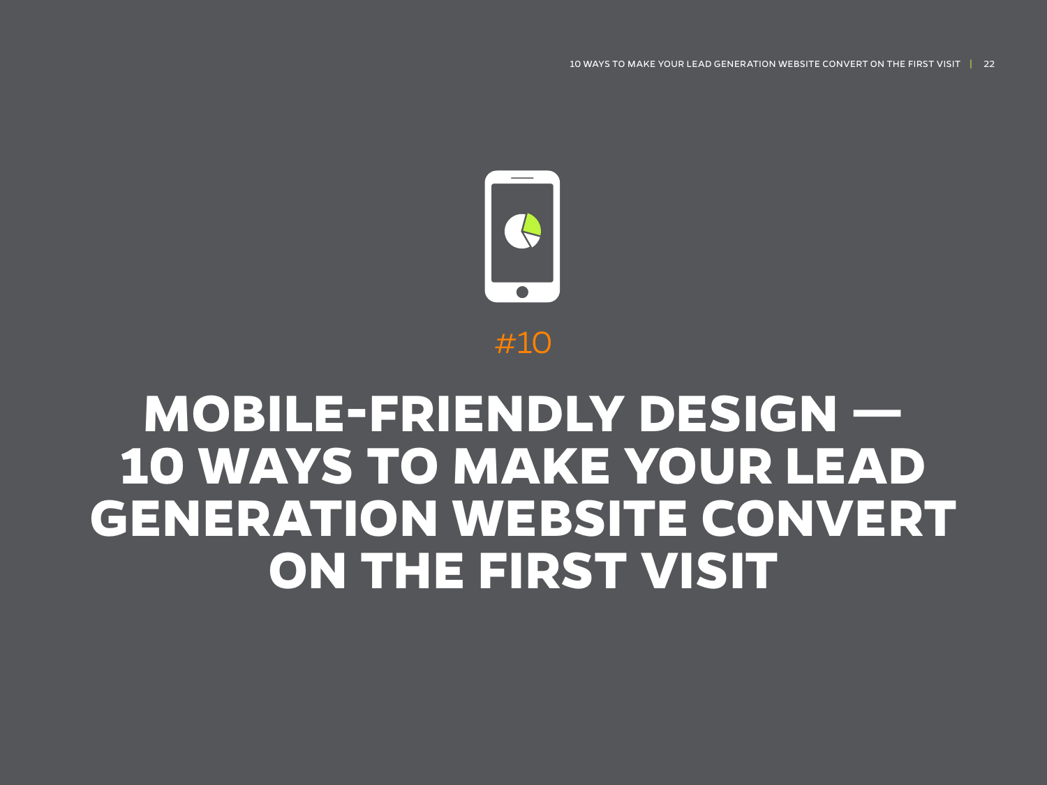#10

# MOBILE-FRIENDLY DESIGN — 10 WAYS TO MAKE YOUR LEAD GENERATION WEBSITE CONVERT ON THE FIRST VISIT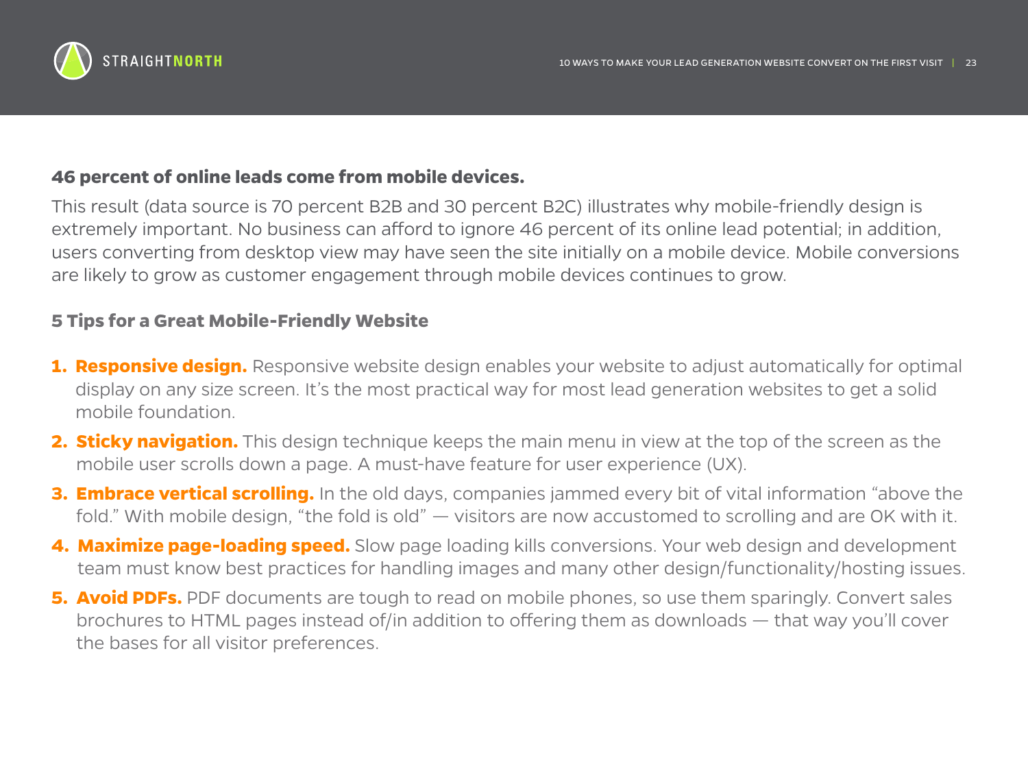**46 percent of online leads come from mobile devices.**

This result (data source is 70 percent B2B and 30 percent B2C) illustrates why mobile-friendly design is extremely important. No business can afford to ignore 46 percent of its online lead potential; in addition, users converting from desktop view may have seen the site initially on a mobile device. Mobile conversions are likely to grow as customer engagement through mobile devices continues to grow.

## 5 Tips for a Great Mobile-Friendly Website

1. **Responsive design.** Responsive website design enables your website to adjust automatically for optimal display on any size screen. It's the most practical way for most lead generation websites to get a solid mobile foundation.
2. **Sticky navigation.** This design technique keeps the main menu in view at the top of the screen as the mobile user scrolls down a page. A must-have feature for user experience (UX).
3. **Embrace vertical scrolling.** In the old days, companies jammed every bit of vital information "above the fold." With mobile design, "the fold is old" — visitors are now accustomed to scrolling and are OK with it.
4. **Maximize page-loading speed.** Slow page loading kills conversions. Your web design and development team must know best practices for handling images and many other design/functionality/hosting issues.
5. **Avoid PDFs.** PDF documents are tough to read on mobile phones, so use them sparingly. Convert sales brochures to HTML pages instead of/in addition to offering them as downloads — that way you'll cover the bases for all visitor preferences.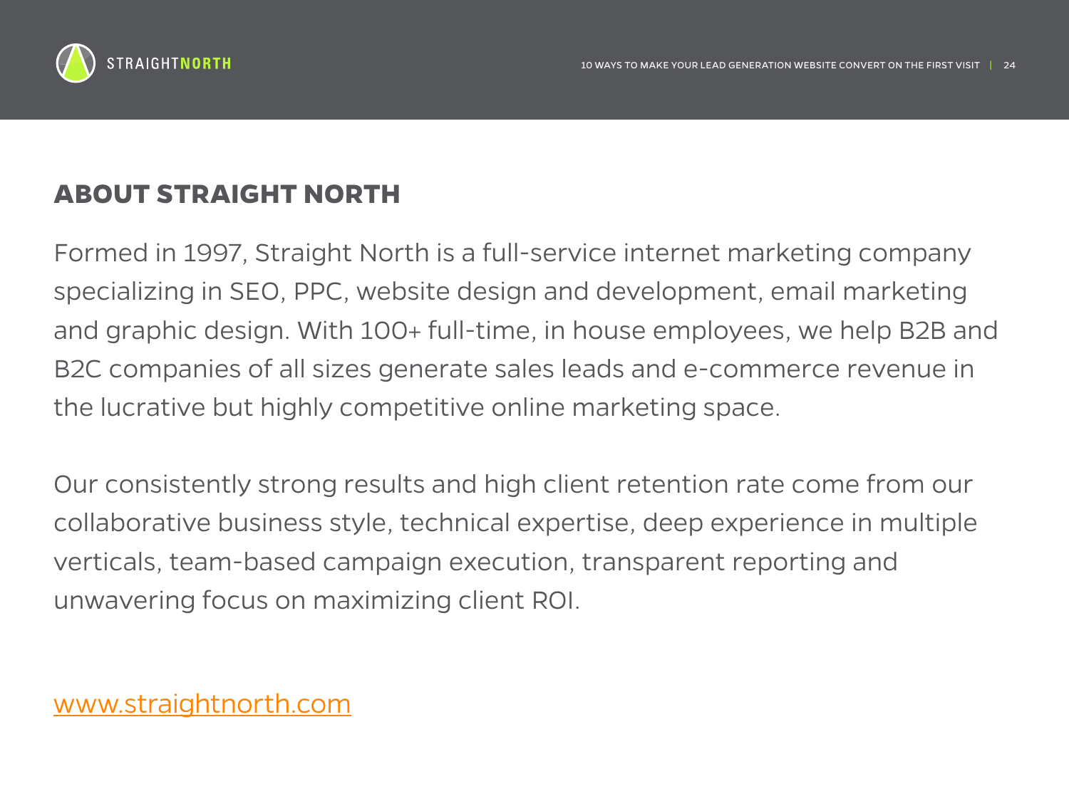## ABOUT STRAIGHT NORTH

Formed in 1997, Straight North is a full-service internet marketing company specializing in SEO, PPC, website design and development, email marketing and graphic design. With 100+ full-time, in house employees, we help B2B and B2C companies of all sizes generate sales leads and e-commerce revenue in the lucrative but highly competitive online marketing space.

Our consistently strong results and high client retention rate come from our collaborative business style, technical expertise, deep experience in multiple verticals, team-based campaign execution, transparent reporting and unwavering focus on maximizing client ROI.

[www.straightnorth.com](http://www.straightnorth.com)